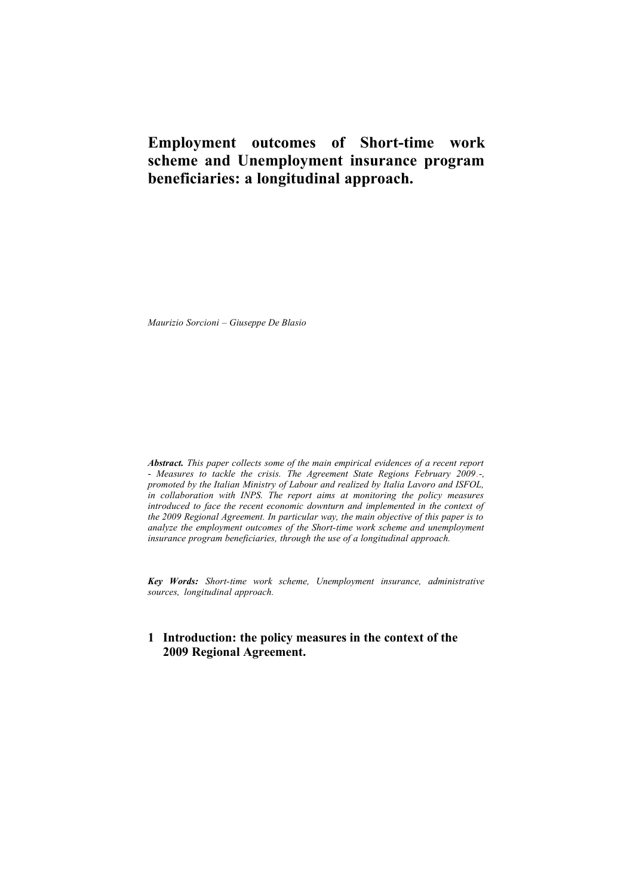# Employment outcomes of Short-time work scheme and Unemployment insurance program beneficiaries: a longitudinal approach.

*Maurizio Sorcioni – Giuseppe De Blasio*

***Abstract.*** *This paper collects some of the main empirical evidences of a recent report - Measures to tackle the crisis. The Agreement State Regions February 2009.-, promoted by the Italian Ministry of Labour and realized by Italia Lavoro and ISFOL, in collaboration with INPS. The report aims at monitoring the policy measures introduced to face the recent economic downturn and implemented in the context of the 2009 Regional Agreement. In particular way, the main objective of this paper is to analyze the employment outcomes of the Short-time work scheme and unemployment insurance program beneficiaries, through the use of a longitudinal approach.*

***Key Words:*** *Short-time work scheme, Unemployment insurance, administrative sources, longitudinal approach.*

## 1 Introduction: the policy measures in the context of the 2009 Regional Agreement.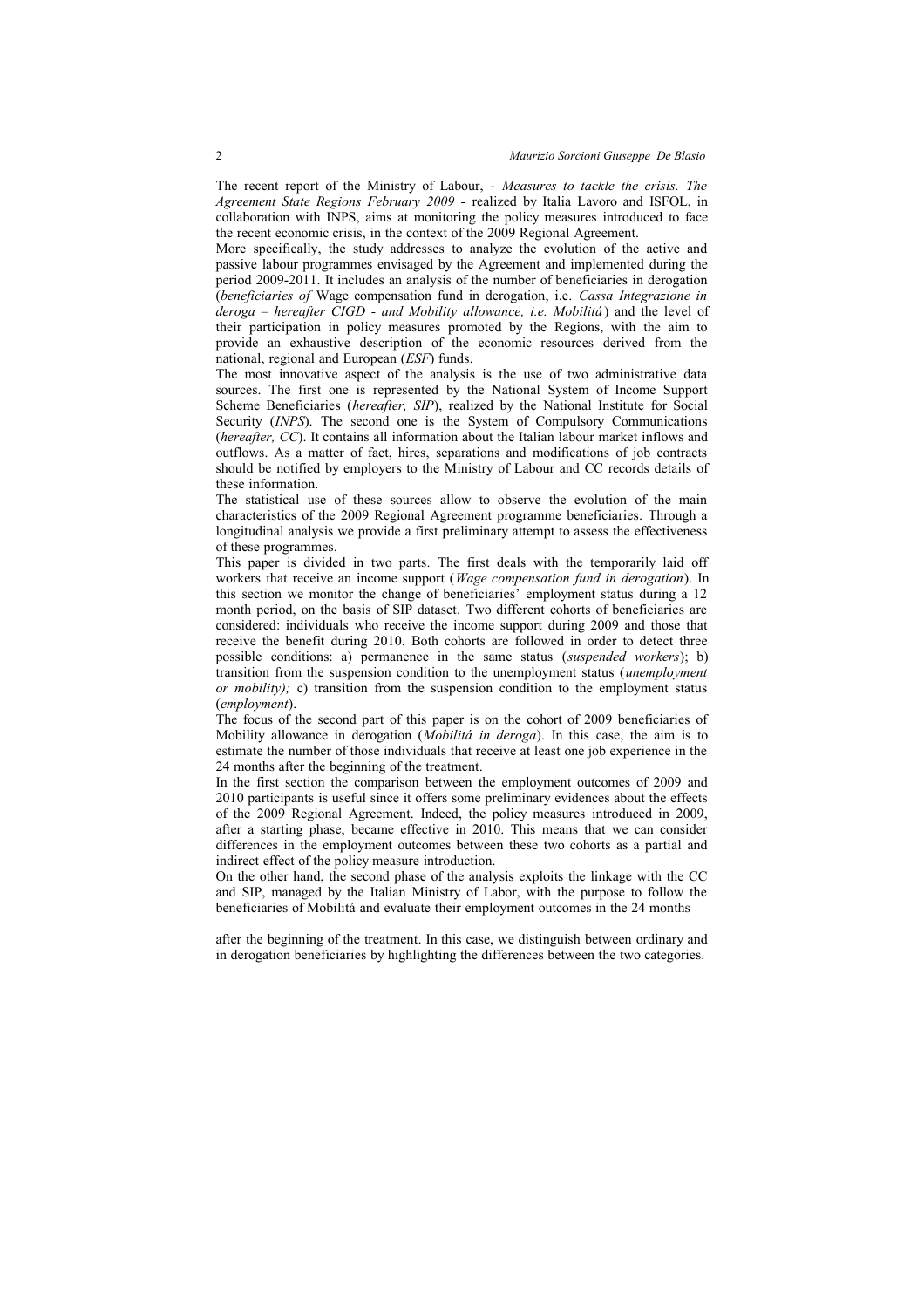The recent report of the Ministry of Labour, - *Measures to tackle the crisis. The Agreement State Regions February 2009* - realized by Italia Lavoro and ISFOL, in collaboration with INPS, aims at monitoring the policy measures introduced to face the recent economic crisis, in the context of the 2009 Regional Agreement.

More specifically, the study addresses to analyze the evolution of the active and passive labour programmes envisaged by the Agreement and implemented during the period 2009-2011. It includes an analysis of the number of beneficiaries in derogation (*beneficiaries of* Wage compensation fund in derogation, i.e. *Cassa Integrazione in deroga – hereafter CIGD - and Mobility allowance, i.e. Mobilitá*) and the level of their participation in policy measures promoted by the Regions, with the aim to provide an exhaustive description of the economic resources derived from the national, regional and European (*ESF*) funds.

The most innovative aspect of the analysis is the use of two administrative data sources. The first one is represented by the National System of Income Support Scheme Beneficiaries (*hereafter, SIP*), realized by the National Institute for Social Security (*INPS*). The second one is the System of Compulsory Communications (*hereafter, CC*). It contains all information about the Italian labour market inflows and outflows. As a matter of fact, hires, separations and modifications of job contracts should be notified by employers to the Ministry of Labour and CC records details of these information.

The statistical use of these sources allow to observe the evolution of the main characteristics of the 2009 Regional Agreement programme beneficiaries. Through a longitudinal analysis we provide a first preliminary attempt to assess the effectiveness of these programmes.

This paper is divided in two parts. The first deals with the temporarily laid off workers that receive an income support (*Wage compensation fund in derogation*). In this section we monitor the change of beneficiaries' employment status during a 12 month period, on the basis of SIP dataset. Two different cohorts of beneficiaries are considered: individuals who receive the income support during 2009 and those that receive the benefit during 2010. Both cohorts are followed in order to detect three possible conditions: a) permanence in the same status (*suspended workers*); b) transition from the suspension condition to the unemployment status (*unemployment or mobility);* c) transition from the suspension condition to the employment status (*employment*).

The focus of the second part of this paper is on the cohort of 2009 beneficiaries of Mobility allowance in derogation (*Mobilitá in deroga*). In this case, the aim is to estimate the number of those individuals that receive at least one job experience in the 24 months after the beginning of the treatment.

In the first section the comparison between the employment outcomes of 2009 and 2010 participants is useful since it offers some preliminary evidences about the effects of the 2009 Regional Agreement. Indeed, the policy measures introduced in 2009, after a starting phase, became effective in 2010. This means that we can consider differences in the employment outcomes between these two cohorts as a partial and indirect effect of the policy measure introduction.

On the other hand, the second phase of the analysis exploits the linkage with the CC and SIP, managed by the Italian Ministry of Labor, with the purpose to follow the beneficiaries of Mobilitá and evaluate their employment outcomes in the 24 months after the beginning of the treatment. In this case, we distinguish between ordinary and in derogation beneficiaries by highlighting the differences between the two categories.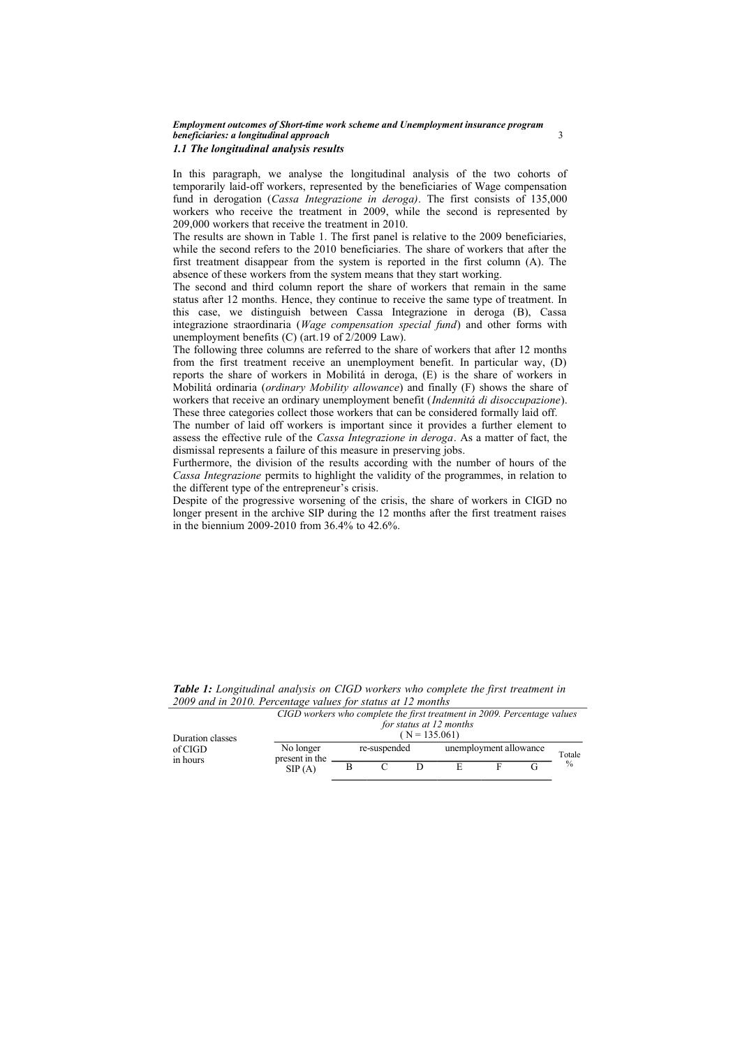### *1.1 The longitudinal analysis results*

In this paragraph, we analyse the longitudinal analysis of the two cohorts of temporarily laid-off workers, represented by the beneficiaries of Wage compensation fund in derogation (*Cassa Integrazione in deroga)*. The first consists of 135,000 workers who receive the treatment in 2009, while the second is represented by 209,000 workers that receive the treatment in 2010.

The results are shown in Table 1. The first panel is relative to the 2009 beneficiaries, while the second refers to the 2010 beneficiaries. The share of workers that after the first treatment disappear from the system is reported in the first column (A). The absence of these workers from the system means that they start working.

The second and third column report the share of workers that remain in the same status after 12 months. Hence, they continue to receive the same type of treatment. In this case, we distinguish between Cassa Integrazione in deroga (B), Cassa integrazione straordinaria (*Wage compensation special fund*) and other forms with unemployment benefits (C) (art.19 of 2/2009 Law).

The following three columns are referred to the share of workers that after 12 months from the first treatment receive an unemployment benefit. In particular way, (D) reports the share of workers in Mobilitá in deroga, (E) is the share of workers in Mobilitá ordinaria (*ordinary Mobility allowance*) and finally (F) shows the share of workers that receive an ordinary unemployment benefit (*Indennitá di disoccupazione*). These three categories collect those workers that can be considered formally laid off.

The number of laid off workers is important since it provides a further element to assess the effective rule of the *Cassa Integrazione in deroga*. As a matter of fact, the dismissal represents a failure of this measure in preserving jobs.

Furthermore, the division of the results according with the number of hours of the *Cassa Integrazione* permits to highlight the validity of the programmes, in relation to the different type of the entrepreneur's crisis.

Despite of the progressive worsening of the crisis, the share of workers in CIGD no longer present in the archive SIP during the 12 months after the first treatment raises in the biennium 2009-2010 from 36.4% to 42.6%.

***Table 1:*** *Longitudinal analysis on CIGD workers who complete the first treatment in 2009 and in 2010. Percentage values for status at 12 months*

| Duration classes of CIGD in hours | CIGD workers who complete the first treatment in 2009. Percentage values for status at 12 months ( N = 135.061) | | | | | | | |
|---|---|---|---|---|---|---|---|---|
| | No longer present in the SIP (A) | re-suspended | | | unemployment allowance | | | Totale % |
| | | B | C | D | E | F | G | |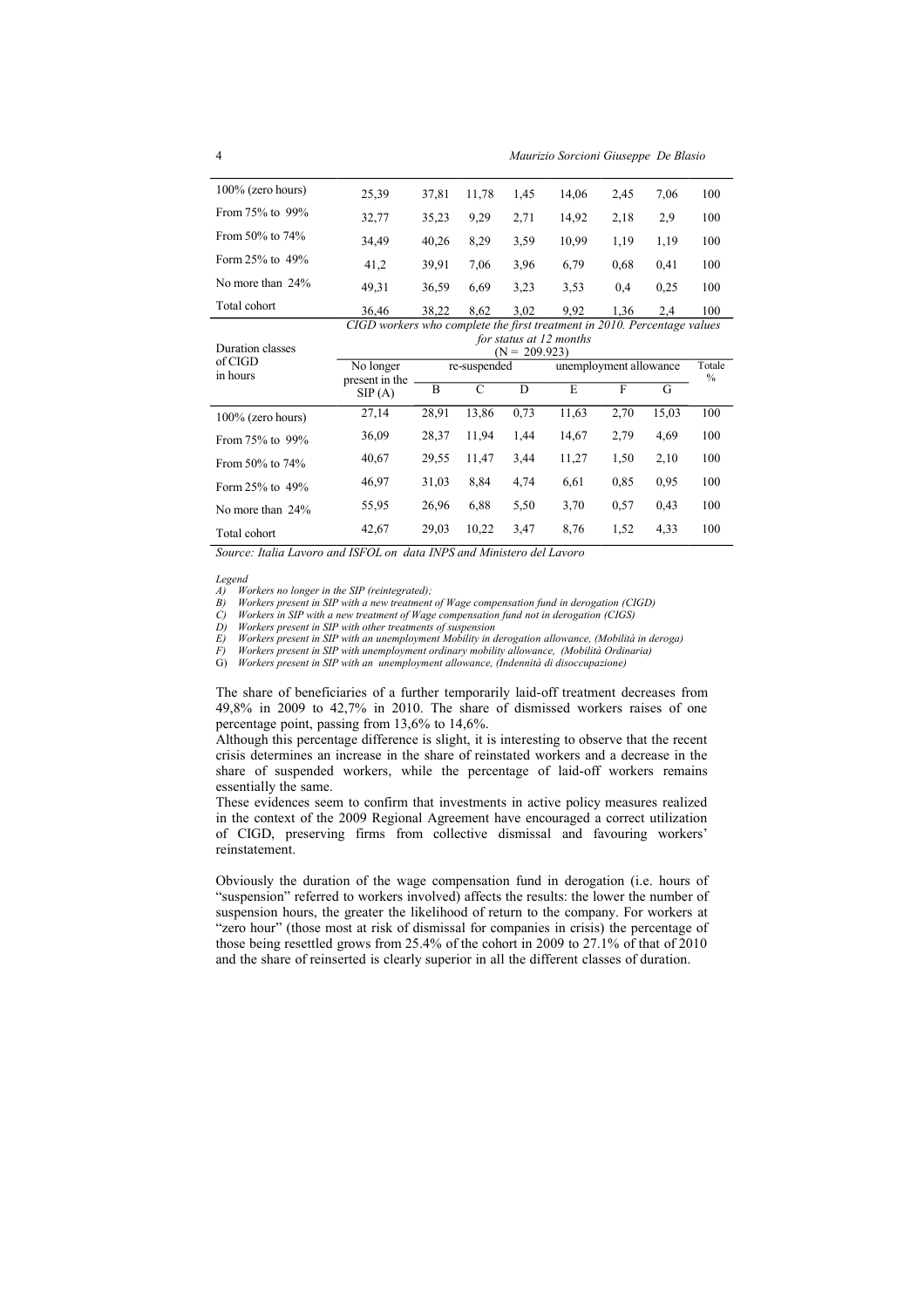| | | | | | | | | |
|---|---|---|---|---|---|---|---|---|
| 100% (zero hours) | 25,39 | 37,81 | 11,78 | 1,45 | 14,06 | 2,45 | 7,06 | 100 |
| From 75% to 99% | 32,77 | 35,23 | 9,29 | 2,71 | 14,92 | 2,18 | 2,9 | 100 |
| From 50% to 74% | 34,49 | 40,26 | 8,29 | 3,59 | 10,99 | 1,19 | 1,19 | 100 |
| Form 25% to 49% | 41,2 | 39,91 | 7,06 | 3,96 | 6,79 | 0,68 | 0,41 | 100 |
| No more than 24% | 49,31 | 36,59 | 6,69 | 3,23 | 3,53 | 0,4 | 0,25 | 100 |
| Total cohort | 36,46 | 38,22 | 8,62 | 3,02 | 9,92 | 1,36 | 2,4 | 100 |

| Duration classes of CIGD in hours | *CIGD workers who complete the first treatment in 2010. Percentage values for status at 12 months* (N = 209.923) | | | | | | | |
|---|---|---|---|---|---|---|---|---|
| | No longer present in the SIP (A) | re-suspended | | | unemployment allowance | | | Totale % |
| | | B | C | D | E | F | G | |
| 100% (zero hours) | 27,14 | 28,91 | 13,86 | 0,73 | 11,63 | 2,70 | 15,03 | 100 |
| From 75% to 99% | 36,09 | 28,37 | 11,94 | 1,44 | 14,67 | 2,79 | 4,69 | 100 |
| From 50% to 74% | 40,67 | 29,55 | 11,47 | 3,44 | 11,27 | 1,50 | 2,10 | 100 |
| Form 25% to 49% | 46,97 | 31,03 | 8,84 | 4,74 | 6,61 | 0,85 | 0,95 | 100 |
| No more than 24% | 55,95 | 26,96 | 6,88 | 5,50 | 3,70 | 0,57 | 0,43 | 100 |
| Total cohort | 42,67 | 29,03 | 10,22 | 3,47 | 8,76 | 1,52 | 4,33 | 100 |

*Source: Italia Lavoro and ISFOL on data INPS and Ministero del Lavoro*

*Legend*
*A) Workers no longer in the SIP (reintegrated);*
*B) Workers present in SIP with a new treatment of Wage compensation fund in derogation (CIGD)*
*C) Workers in SIP with a new treatment of Wage compensation fund not in derogation (CIGS)*
*D) Workers present in SIP with other treatments of suspension*
*E) Workers present in SIP with an unemployment Mobility in derogation allowance, (Mobilità in deroga)*
*F) Workers present in SIP with unemployment ordinary mobility allowance, (Mobilità Ordinaria)*
*G) Workers present in SIP with an unemployment allowance, (Indennità di disoccupazione)*

The share of beneficiaries of a further temporarily laid-off treatment decreases from 49,8% in 2009 to 42,7% in 2010. The share of dismissed workers raises of one percentage point, passing from 13,6% to 14,6%.

Although this percentage difference is slight, it is interesting to observe that the recent crisis determines an increase in the share of reinstated workers and a decrease in the share of suspended workers, while the percentage of laid-off workers remains essentially the same.

These evidences seem to confirm that investments in active policy measures realized in the context of the 2009 Regional Agreement have encouraged a correct utilization of CIGD, preserving firms from collective dismissal and favouring workers' reinstatement.

Obviously the duration of the wage compensation fund in derogation (i.e. hours of "suspension" referred to workers involved) affects the results: the lower the number of suspension hours, the greater the likelihood of return to the company. For workers at "zero hour" (those most at risk of dismissal for companies in crisis) the percentage of those being resettled grows from 25.4% of the cohort in 2009 to 27.1% of that of 2010 and the share of reinserted is clearly superior in all the different classes of duration.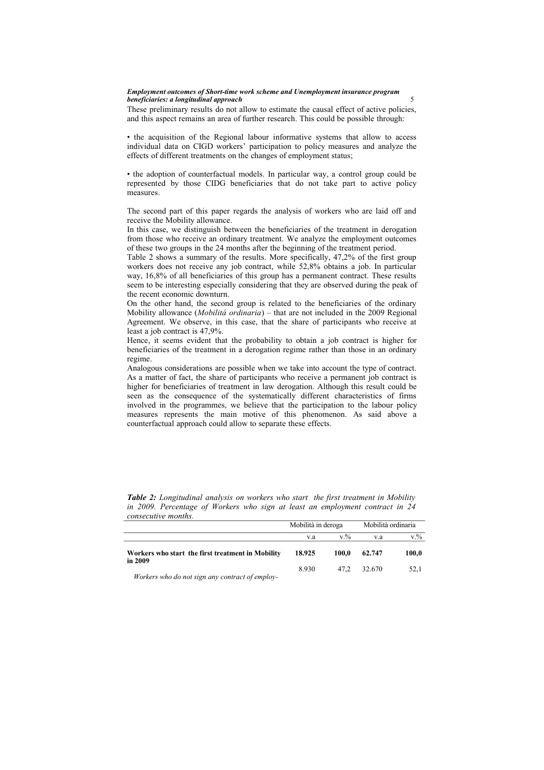These preliminary results do not allow to estimate the causal effect of active policies, and this aspect remains an area of further research. This could be possible through:

• the acquisition of the Regional labour informative systems that allow to access individual data on CIGD workers' participation to policy measures and analyze the effects of different treatments on the changes of employment status;

• the adoption of counterfactual models. In particular way, a control group could be represented by those CIDG beneficiaries that do not take part to active policy measures.

The second part of this paper regards the analysis of workers who are laid off and receive the Mobility allowance.

In this case, we distinguish between the beneficiaries of the treatment in derogation from those who receive an ordinary treatment. We analyze the employment outcomes of these two groups in the 24 months after the beginning of the treatment period.

Table 2 shows a summary of the results. More specifically, 47,2% of the first group workers does not receive any job contract, while 52,8% obtains a job. In particular way, 16,8% of all beneficiaries of this group has a permanent contract. These results seem to be interesting especially considering that they are observed during the peak of the recent economic downturn.

On the other hand, the second group is related to the beneficiaries of the ordinary Mobility allowance (*Mobilitá ordinaria*) – that are not included in the 2009 Regional Agreement. We observe, in this case, that the share of participants who receive at least a job contract is 47,9%.

Hence, it seems evident that the probability to obtain a job contract is higher for beneficiaries of the treatment in a derogation regime rather than those in an ordinary regime.

Analogous considerations are possible when we take into account the type of contract. As a matter of fact, the share of participants who receive a permanent job contract is higher for beneficiaries of treatment in law derogation. Although this result could be seen as the consequence of the systematically different characteristics of firms involved in the programmes, we believe that the participation to the labour policy measures represents the main motive of this phenomenon. As said above a counterfactual approach could allow to separate these effects.

***Table 2:*** *Longitudinal analysis on workers who start the first treatment in Mobility in 2009. Percentage of Workers who sign at least an employment contract in 24 consecutive months.*

| | Mobilità in deroga | | Mobilità ordinaria | |
|---|---|---|---|---|
| | v.a | v.% | v.a | v.% |
| **Workers who start the first treatment in Mobility in 2009** | **18.925** | **100,0** | **62.747** | **100,0** |
| *Workers who do not sign any contract of employ-* | 8.930 | 47,2 | 32.670 | 52,1 |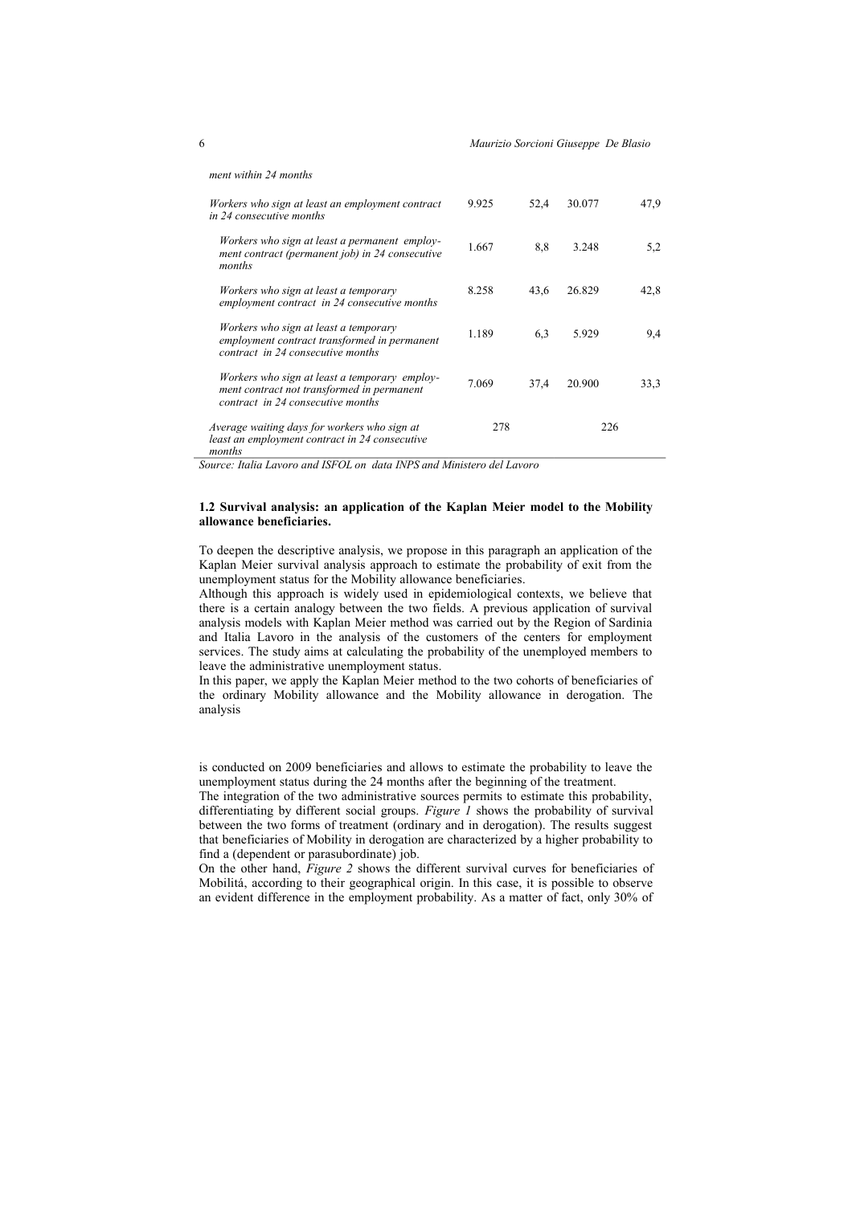| *ment within 24 months* | | | | |
|---|---|---|---|---|
| *Workers who sign at least an employment contract in 24 consecutive months* | 9.925 | 52,4 | 30.077 | 47,9 |
| *Workers who sign at least a permanent employment contract (permanent job) in 24 consecutive months* | 1.667 | 8,8 | 3.248 | 5,2 |
| *Workers who sign at least a temporary employment contract in 24 consecutive months* | 8.258 | 43,6 | 26.829 | 42,8 |
| *Workers who sign at least a temporary employment contract transformed in permanent contract in 24 consecutive months* | 1.189 | 6,3 | 5.929 | 9,4 |
| *Workers who sign at least a temporary employment contract not transformed in permanent contract in 24 consecutive months* | 7.069 | 37,4 | 20.900 | 33,3 |
| *Average waiting days for workers who sign at least an employment contract in 24 consecutive months* | 278 | | 226 | |

*Source: Italia Lavoro and ISFOL on data INPS and Ministero del Lavoro*

### 1.2 Survival analysis: an application of the Kaplan Meier model to the Mobility allowance beneficiaries.

To deepen the descriptive analysis, we propose in this paragraph an application of the Kaplan Meier survival analysis approach to estimate the probability of exit from the unemployment status for the Mobility allowance beneficiaries.

Although this approach is widely used in epidemiological contexts, we believe that there is a certain analogy between the two fields. A previous application of survival analysis models with Kaplan Meier method was carried out by the Region of Sardinia and Italia Lavoro in the analysis of the customers of the centers for employment services. The study aims at calculating the probability of the unemployed members to leave the administrative unemployment status.

In this paper, we apply the Kaplan Meier method to the two cohorts of beneficiaries of the ordinary Mobility allowance and the Mobility allowance in derogation. The analysis is conducted on 2009 beneficiaries and allows to estimate the probability to leave the unemployment status during the 24 months after the beginning of the treatment.

The integration of the two administrative sources permits to estimate this probability, differentiating by different social groups. *Figure 1* shows the probability of survival between the two forms of treatment (ordinary and in derogation). The results suggest that beneficiaries of Mobility in derogation are characterized by a higher probability to find a (dependent or parasubordinate) job.

On the other hand, *Figure 2* shows the different survival curves for beneficiaries of Mobilitá, according to their geographical origin. In this case, it is possible to observe an evident difference in the employment probability. As a matter of fact, only 30% of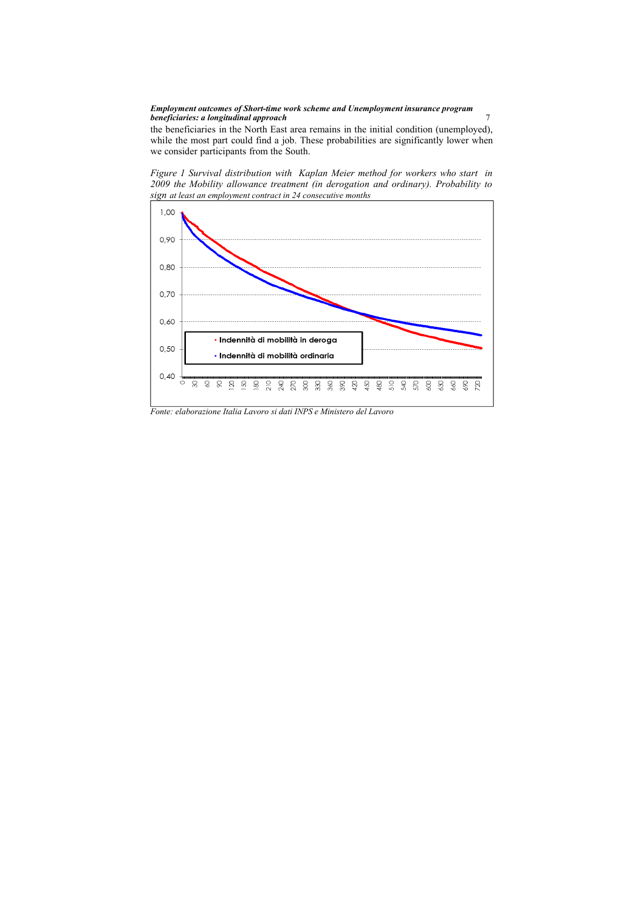the beneficiaries in the North East area remains in the initial condition (unemployed), while the most part could find a job. These probabilities are significantly lower when we consider participants from the South.

*Figure 1 Survival distribution with Kaplan Meier method for workers who start in 2009 the Mobility allowance treatment (in derogation and ordinary). Probability to sign at least an employment contract in 24 consecutive months*

*Fonte: elaborazione Italia Lavoro si dati INPS e Ministero del Lavoro*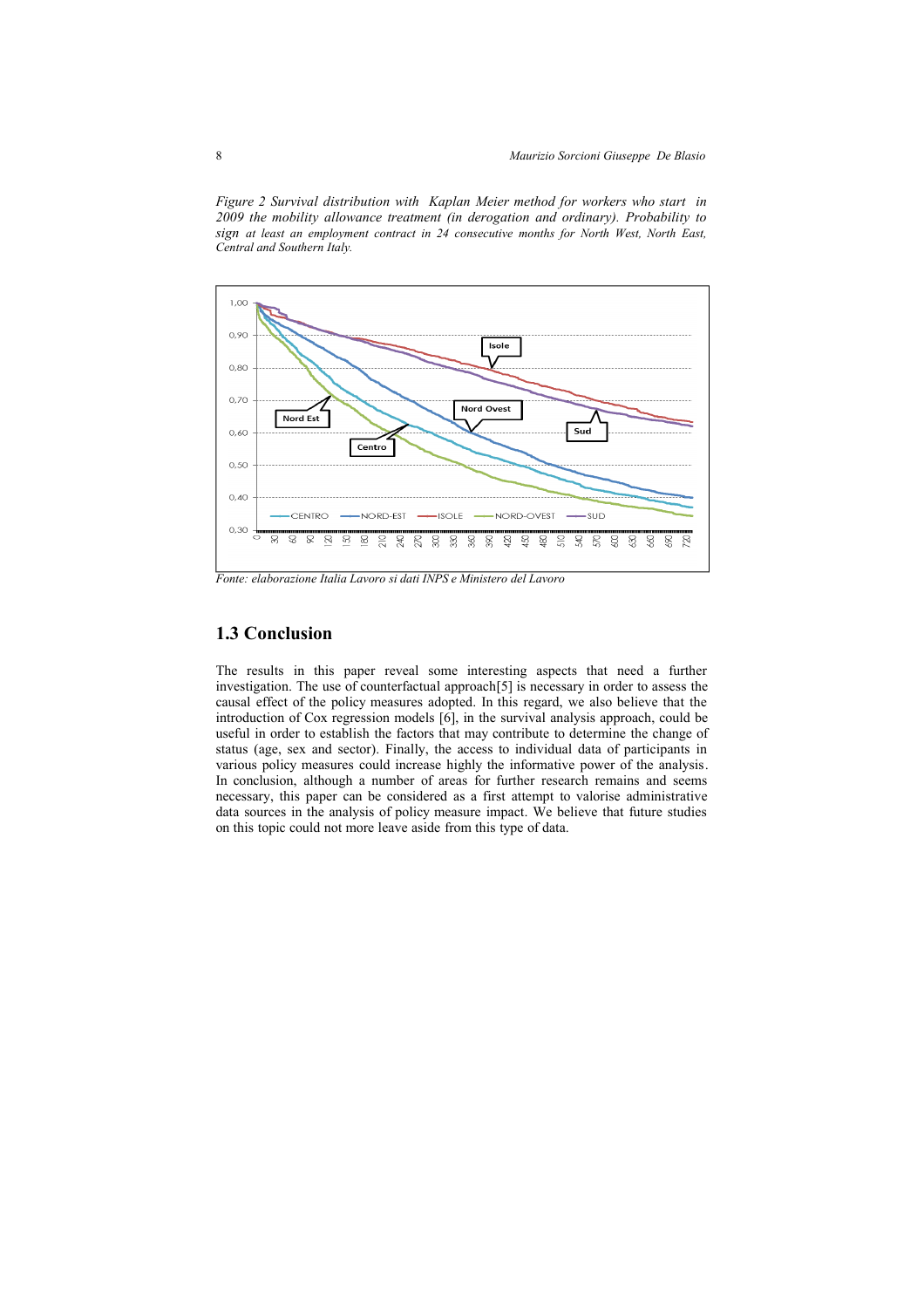*Figure 2 Survival distribution with Kaplan Meier method for workers who start in 2009 the mobility allowance treatment (in derogation and ordinary). Probability to sign at least an employment contract in 24 consecutive months for North West, North East, Central and Southern Italy.*

*Fonte: elaborazione Italia Lavoro si dati INPS e Ministero del Lavoro*

## 1.3 Conclusion

The results in this paper reveal some interesting aspects that need a further investigation. The use of counterfactual approach[5] is necessary in order to assess the causal effect of the policy measures adopted. In this regard, we also believe that the introduction of Cox regression models [6], in the survival analysis approach, could be useful in order to establish the factors that may contribute to determine the change of status (age, sex and sector). Finally, the access to individual data of participants in various policy measures could increase highly the informative power of the analysis. In conclusion, although a number of areas for further research remains and seems necessary, this paper can be considered as a first attempt to valorise administrative data sources in the analysis of policy measure impact. We believe that future studies on this topic could not more leave aside from this type of data.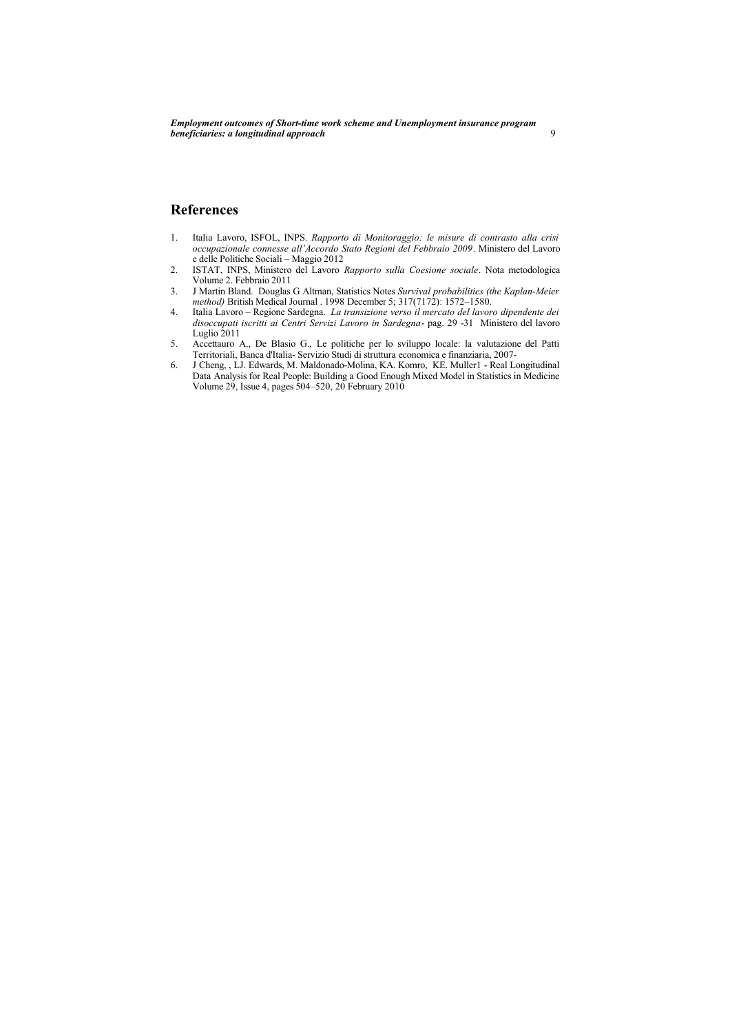## References

1. Italia Lavoro, ISFOL, INPS. *Rapporto di Monitoraggio: le misure di contrasto alla crisi occupazionale connesse all'Accordo Stato Regioni del Febbraio 2009*. Ministero del Lavoro e delle Politiche Sociali – Maggio 2012
2. ISTAT, INPS, Ministero del Lavoro *Rapporto sulla Coesione sociale*. Nota metodologica Volume 2. Febbraio 2011
3. J Martin Bland. Douglas G Altman, Statistics Notes *Survival probabilities (the Kaplan-Meier method)* British Medical Journal . 1998 December 5; 317(7172): 1572–1580.
4. Italia Lavoro – Regione Sardegna. *La transizione verso il mercato del lavoro dipendente dei disoccupati iscritti ai Centri Servizi Lavoro in Sardegna*- pag. 29 -31 Ministero del lavoro Luglio 2011
5. Accettauro A., De Blasio G., Le politiche per lo sviluppo locale: la valutazione del Patti Territoriali, Banca d'Italia- Servizio Studi di struttura economica e finanziaria, 2007-
6. J Cheng, , LJ. Edwards, M. Maldonado-Molina, KA. Komro, KE. Muller1 - Real Longitudinal Data Analysis for Real People: Building a Good Enough Mixed Model in Statistics in Medicine Volume 29, Issue 4, pages 504–520, 20 February 2010